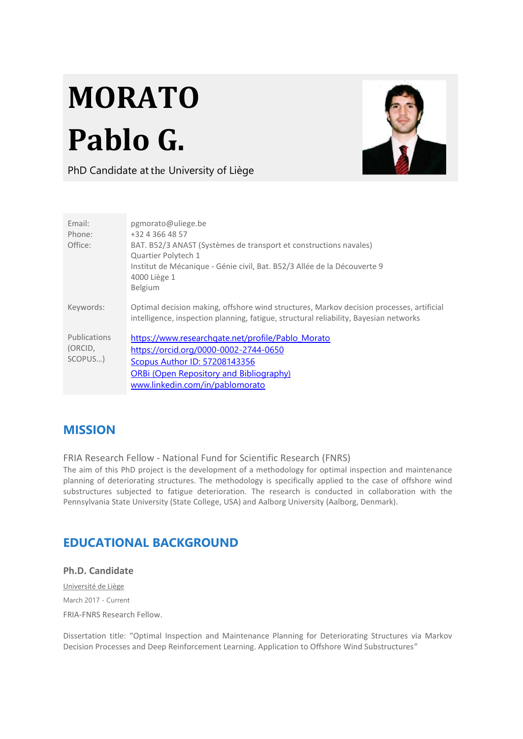# MORATO
# Pablo G.

PhD Candidate at the University of Liège

| | |
|---|---|
| Email: | pgmorato@uliege.be |
| Phone: | +32 4 366 48 57 |
| Office: | BAT. B52/3 ANAST (Systèmes de transport et constructions navales)<br>Quartier Polytech 1<br>Institut de Mécanique - Génie civil, Bat. B52/3 Allée de la Découverte 9<br>4000 Liège 1<br>Belgium |
| Keywords: | Optimal decision making, offshore wind structures, Markov decision processes, artificial intelligence, inspection planning, fatigue, structural reliability, Bayesian networks |
| Publications (ORCID, SCOPUS…) | https://www.researchgate.net/profile/Pablo_Morato<br>https://orcid.org/0000-0002-2744-0650<br>Scopus Author ID: 57208143356<br>ORBi (Open Repository and Bibliography)<br>www.linkedin.com/in/pablomorato |

## MISSION

FRIA Research Fellow - National Fund for Scientific Research (FNRS)

The aim of this PhD project is the development of a methodology for optimal inspection and maintenance planning of deteriorating structures. The methodology is specifically applied to the case of offshore wind substructures subjected to fatigue deterioration. The research is conducted in collaboration with the Pennsylvania State University (State College, USA) and Aalborg University (Aalborg, Denmark).

## EDUCATIONAL BACKGROUND

### Ph.D. Candidate

Université de Liège

March 2017 - Current

FRIA-FNRS Research Fellow.

Dissertation title: "Optimal Inspection and Maintenance Planning for Deteriorating Structures via Markov Decision Processes and Deep Reinforcement Learning. Application to Offshore Wind Substructures"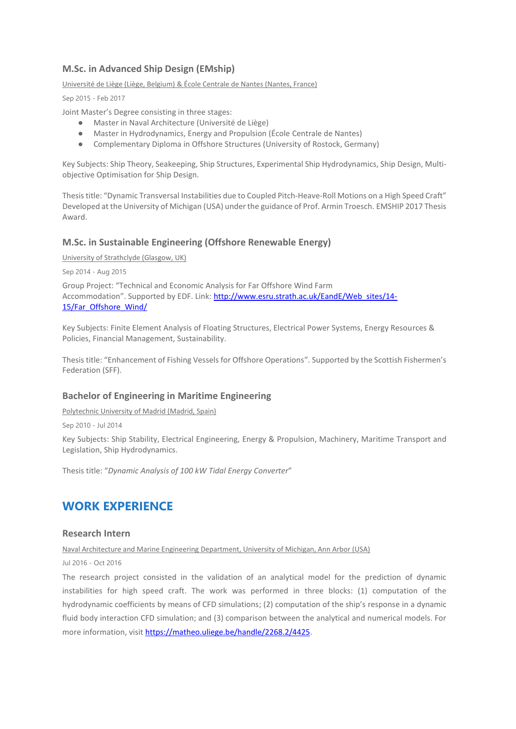### M.Sc. in Advanced Ship Design (EMship)

Université de Liège (Liège, Belgium) & École Centrale de Nantes (Nantes, France)

Sep 2015 - Feb 2017

Joint Master's Degree consisting in three stages:

- Master in Naval Architecture (Université de Liège)
- Master in Hydrodynamics, Energy and Propulsion (École Centrale de Nantes)
- Complementary Diploma in Offshore Structures (University of Rostock, Germany)

Key Subjects: Ship Theory, Seakeeping, Ship Structures, Experimental Ship Hydrodynamics, Ship Design, Multi-objective Optimisation for Ship Design.

Thesis title: "Dynamic Transversal Instabilities due to Coupled Pitch-Heave-Roll Motions on a High Speed Craft" Developed at the University of Michigan (USA) under the guidance of Prof. Armin Troesch. EMSHIP 2017 Thesis Award.

### M.Sc. in Sustainable Engineering (Offshore Renewable Energy)

University of Strathclyde (Glasgow, UK)

Sep 2014 - Aug 2015

Group Project: "Technical and Economic Analysis for Far Offshore Wind Farm Accommodation". Supported by EDF. Link: [http://www.esru.strath.ac.uk/EandE/Web_sites/14-15/Far_Offshore_Wind/](http://www.esru.strath.ac.uk/EandE/Web_sites/14-15/Far_Offshore_Wind/)

Key Subjects: Finite Element Analysis of Floating Structures, Electrical Power Systems, Energy Resources & Policies, Financial Management, Sustainability.

Thesis title: "Enhancement of Fishing Vessels for Offshore Operations". Supported by the Scottish Fishermen's Federation (SFF).

### Bachelor of Engineering in Maritime Engineering

Polytechnic University of Madrid (Madrid, Spain)

Sep 2010 - Jul 2014

Key Subjects: Ship Stability, Electrical Engineering, Energy & Propulsion, Machinery, Maritime Transport and Legislation, Ship Hydrodynamics.

Thesis title: "*Dynamic Analysis of 100 kW Tidal Energy Converter*"

## WORK EXPERIENCE

### Research Intern

Naval Architecture and Marine Engineering Department, University of Michigan, Ann Arbor (USA)

Jul 2016 - Oct 2016

The research project consisted in the validation of an analytical model for the prediction of dynamic instabilities for high speed craft. The work was performed in three blocks: (1) computation of the hydrodynamic coefficients by means of CFD simulations; (2) computation of the ship's response in a dynamic fluid body interaction CFD simulation; and (3) comparison between the analytical and numerical models. For more information, visit [https://matheo.uliege.be/handle/2268.2/4425](https://matheo.uliege.be/handle/2268.2/4425).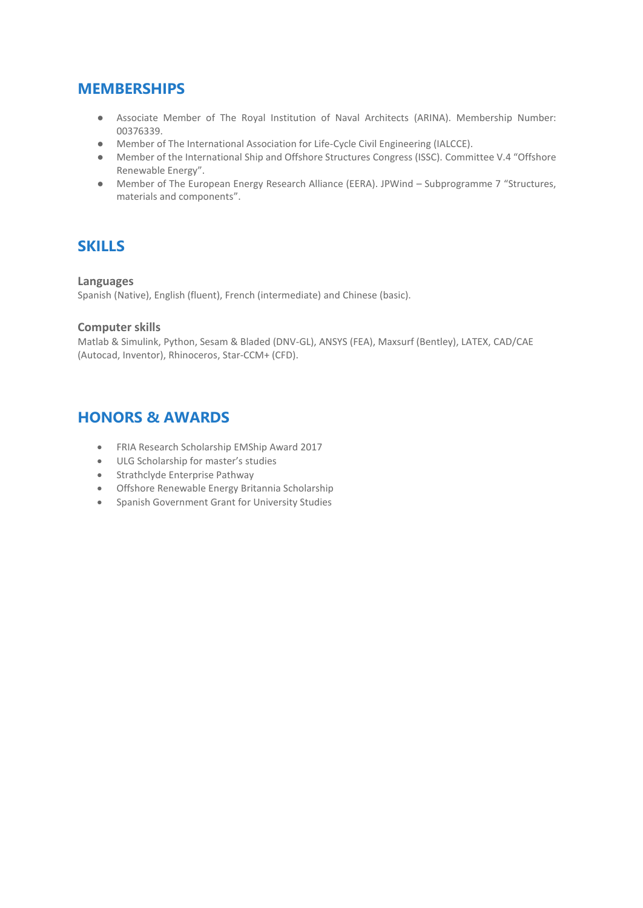## MEMBERSHIPS

- Associate Member of The Royal Institution of Naval Architects (ARINA). Membership Number: 00376339.
- Member of The International Association for Life-Cycle Civil Engineering (IALCCE).
- Member of the International Ship and Offshore Structures Congress (ISSC). Committee V.4 "Offshore Renewable Energy".
- Member of The European Energy Research Alliance (EERA). JPWind – Subprogramme 7 "Structures, materials and components".

## SKILLS

### Languages

Spanish (Native), English (fluent), French (intermediate) and Chinese (basic).

### Computer skills

Matlab & Simulink, Python, Sesam & Bladed (DNV-GL), ANSYS (FEA), Maxsurf (Bentley), LATEX, CAD/CAE (Autocad, Inventor), Rhinoceros, Star-CCM+ (CFD).

## HONORS & AWARDS

- FRIA Research Scholarship EMShip Award 2017
- ULG Scholarship for master's studies
- Strathclyde Enterprise Pathway
- Offshore Renewable Energy Britannia Scholarship
- Spanish Government Grant for University Studies